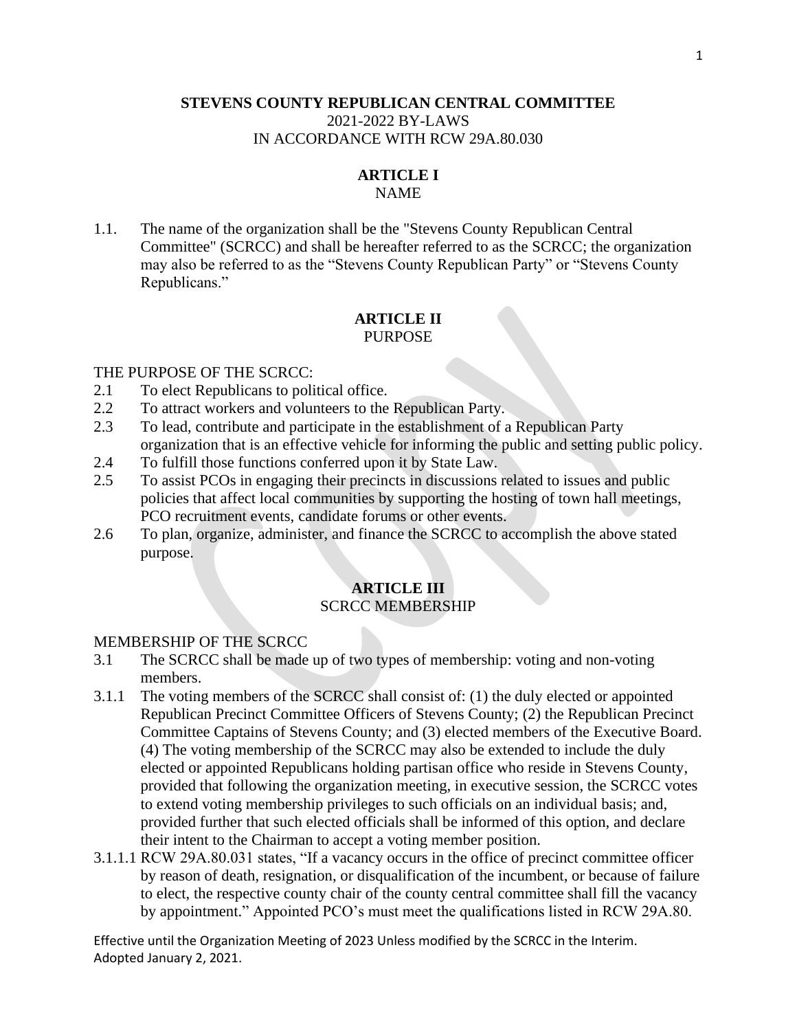# STEVENS COUNTY REPUBLICAN CENTRAL COMMITTEE

2021-2022 BY-LAWS
IN ACCORDANCE WITH RCW 29A.80.030

## ARTICLE I
NAME

1.1. The name of the organization shall be the "Stevens County Republican Central Committee" (SCRCC) and shall be hereafter referred to as the SCRCC; the organization may also be referred to as the "Stevens County Republican Party" or "Stevens County Republicans."

## ARTICLE II
PURPOSE

THE PURPOSE OF THE SCRCC:

2.1 To elect Republicans to political office.

2.2 To attract workers and volunteers to the Republican Party.

2.3 To lead, contribute and participate in the establishment of a Republican Party organization that is an effective vehicle for informing the public and setting public policy.

2.4 To fulfill those functions conferred upon it by State Law.

2.5 To assist PCOs in engaging their precincts in discussions related to issues and public policies that affect local communities by supporting the hosting of town hall meetings, PCO recruitment events, candidate forums or other events.

2.6 To plan, organize, administer, and finance the SCRCC to accomplish the above stated purpose.

## ARTICLE III
SCRCC MEMBERSHIP

MEMBERSHIP OF THE SCRCC

3.1 The SCRCC shall be made up of two types of membership: voting and non-voting members.

3.1.1 The voting members of the SCRCC shall consist of: (1) the duly elected or appointed Republican Precinct Committee Officers of Stevens County; (2) the Republican Precinct Committee Captains of Stevens County; and (3) elected members of the Executive Board. (4) The voting membership of the SCRCC may also be extended to include the duly elected or appointed Republicans holding partisan office who reside in Stevens County, provided that following the organization meeting, in executive session, the SCRCC votes to extend voting membership privileges to such officials on an individual basis; and, provided further that such elected officials shall be informed of this option, and declare their intent to the Chairman to accept a voting member position.

3.1.1.1 RCW 29A.80.031 states, "If a vacancy occurs in the office of precinct committee officer by reason of death, resignation, or disqualification of the incumbent, or because of failure to elect, the respective county chair of the county central committee shall fill the vacancy by appointment." Appointed PCO's must meet the qualifications listed in RCW 29A.80.

Effective until the Organization Meeting of 2023 Unless modified by the SCRCC in the Interim.
Adopted January 2, 2021.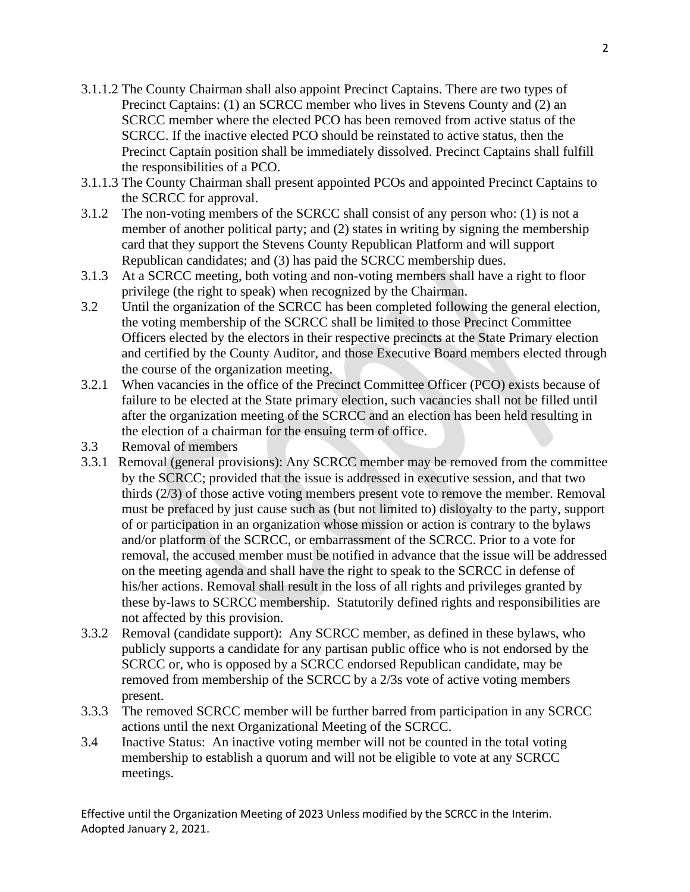3.1.1.2 The County Chairman shall also appoint Precinct Captains. There are two types of Precinct Captains: (1) an SCRCC member who lives in Stevens County and (2) an SCRCC member where the elected PCO has been removed from active status of the SCRCC. If the inactive elected PCO should be reinstated to active status, then the Precinct Captain position shall be immediately dissolved. Precinct Captains shall fulfill the responsibilities of a PCO.

3.1.1.3 The County Chairman shall present appointed PCOs and appointed Precinct Captains to the SCRCC for approval.

3.1.2 The non-voting members of the SCRCC shall consist of any person who: (1) is not a member of another political party; and (2) states in writing by signing the membership card that they support the Stevens County Republican Platform and will support Republican candidates; and (3) has paid the SCRCC membership dues.

3.1.3 At a SCRCC meeting, both voting and non-voting members shall have a right to floor privilege (the right to speak) when recognized by the Chairman.

3.2 Until the organization of the SCRCC has been completed following the general election, the voting membership of the SCRCC shall be limited to those Precinct Committee Officers elected by the electors in their respective precincts at the State Primary election and certified by the County Auditor, and those Executive Board members elected through the course of the organization meeting.

3.2.1 When vacancies in the office of the Precinct Committee Officer (PCO) exists because of failure to be elected at the State primary election, such vacancies shall not be filled until after the organization meeting of the SCRCC and an election has been held resulting in the election of a chairman for the ensuing term of office.

3.3 Removal of members

3.3.1 Removal (general provisions): Any SCRCC member may be removed from the committee by the SCRCC; provided that the issue is addressed in executive session, and that two thirds (2/3) of those active voting members present vote to remove the member. Removal must be prefaced by just cause such as (but not limited to) disloyalty to the party, support of or participation in an organization whose mission or action is contrary to the bylaws and/or platform of the SCRCC, or embarrassment of the SCRCC. Prior to a vote for removal, the accused member must be notified in advance that the issue will be addressed on the meeting agenda and shall have the right to speak to the SCRCC in defense of his/her actions. Removal shall result in the loss of all rights and privileges granted by these by-laws to SCRCC membership. Statutorily defined rights and responsibilities are not affected by this provision.

3.3.2 Removal (candidate support): Any SCRCC member, as defined in these bylaws, who publicly supports a candidate for any partisan public office who is not endorsed by the SCRCC or, who is opposed by a SCRCC endorsed Republican candidate, may be removed from membership of the SCRCC by a 2/3s vote of active voting members present.

3.3.3 The removed SCRCC member will be further barred from participation in any SCRCC actions until the next Organizational Meeting of the SCRCC.

3.4 Inactive Status: An inactive voting member will not be counted in the total voting membership to establish a quorum and will not be eligible to vote at any SCRCC meetings.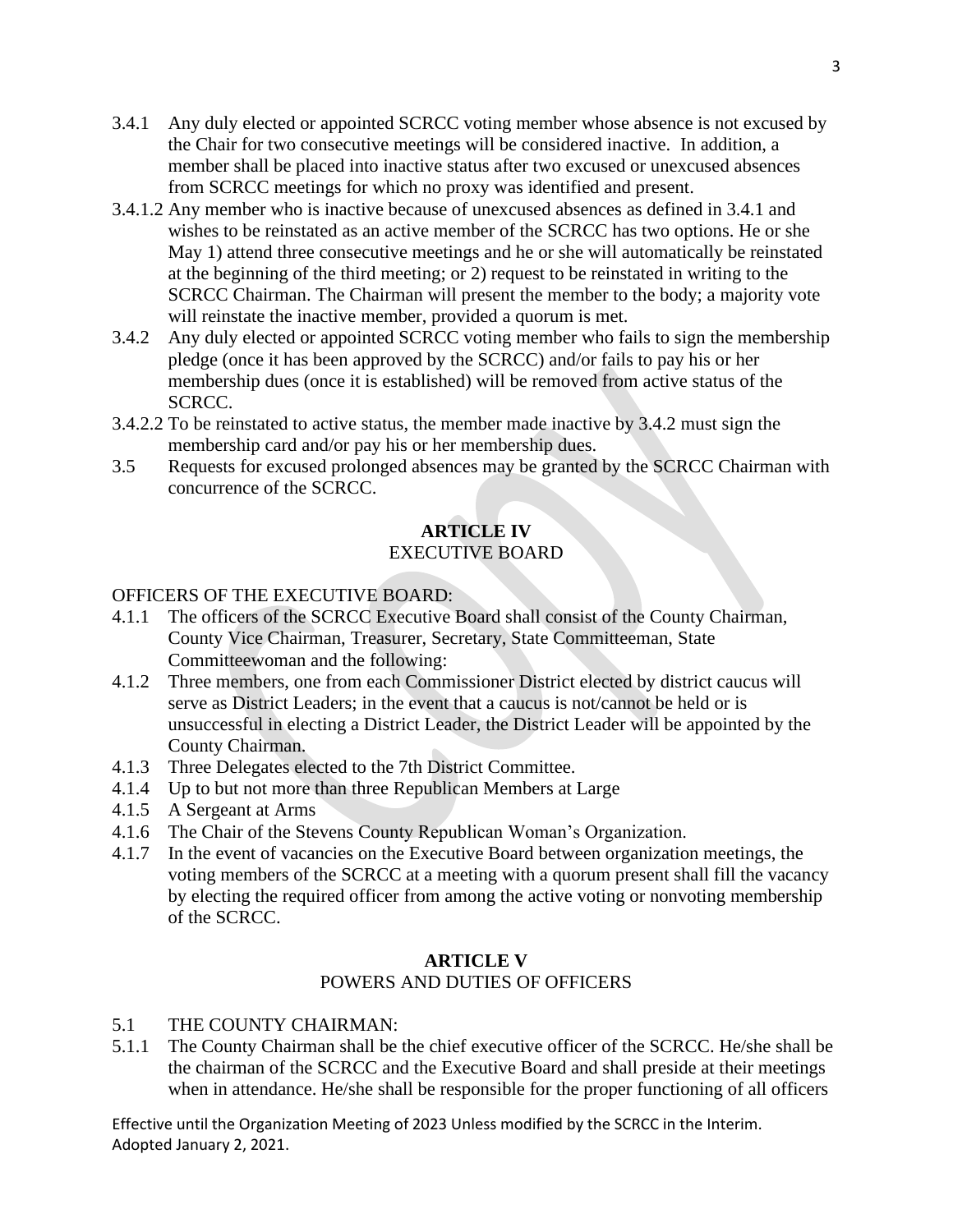3.4.1 Any duly elected or appointed SCRCC voting member whose absence is not excused by the Chair for two consecutive meetings will be considered inactive. In addition, a member shall be placed into inactive status after two excused or unexcused absences from SCRCC meetings for which no proxy was identified and present.

3.4.1.2 Any member who is inactive because of unexcused absences as defined in 3.4.1 and wishes to be reinstated as an active member of the SCRCC has two options. He or she May 1) attend three consecutive meetings and he or she will automatically be reinstated at the beginning of the third meeting; or 2) request to be reinstated in writing to the SCRCC Chairman. The Chairman will present the member to the body; a majority vote will reinstate the inactive member, provided a quorum is met.

3.4.2 Any duly elected or appointed SCRCC voting member who fails to sign the membership pledge (once it has been approved by the SCRCC) and/or fails to pay his or her membership dues (once it is established) will be removed from active status of the SCRCC.

3.4.2.2 To be reinstated to active status, the member made inactive by 3.4.2 must sign the membership card and/or pay his or her membership dues.

3.5 Requests for excused prolonged absences may be granted by the SCRCC Chairman with concurrence of the SCRCC.

## ARTICLE IV
## EXECUTIVE BOARD

OFFICERS OF THE EXECUTIVE BOARD:

4.1.1 The officers of the SCRCC Executive Board shall consist of the County Chairman, County Vice Chairman, Treasurer, Secretary, State Committeeman, State Committeewoman and the following:

4.1.2 Three members, one from each Commissioner District elected by district caucus will serve as District Leaders; in the event that a caucus is not/cannot be held or is unsuccessful in electing a District Leader, the District Leader will be appointed by the County Chairman.

4.1.3 Three Delegates elected to the 7th District Committee.

4.1.4 Up to but not more than three Republican Members at Large

4.1.5 A Sergeant at Arms

4.1.6 The Chair of the Stevens County Republican Woman's Organization.

4.1.7 In the event of vacancies on the Executive Board between organization meetings, the voting members of the SCRCC at a meeting with a quorum present shall fill the vacancy by electing the required officer from among the active voting or nonvoting membership of the SCRCC.

## ARTICLE V
## POWERS AND DUTIES OF OFFICERS

5.1 THE COUNTY CHAIRMAN:

5.1.1 The County Chairman shall be the chief executive officer of the SCRCC. He/she shall be the chairman of the SCRCC and the Executive Board and shall preside at their meetings when in attendance. He/she shall be responsible for the proper functioning of all officers

Effective until the Organization Meeting of 2023 Unless modified by the SCRCC in the Interim.
Adopted January 2, 2021.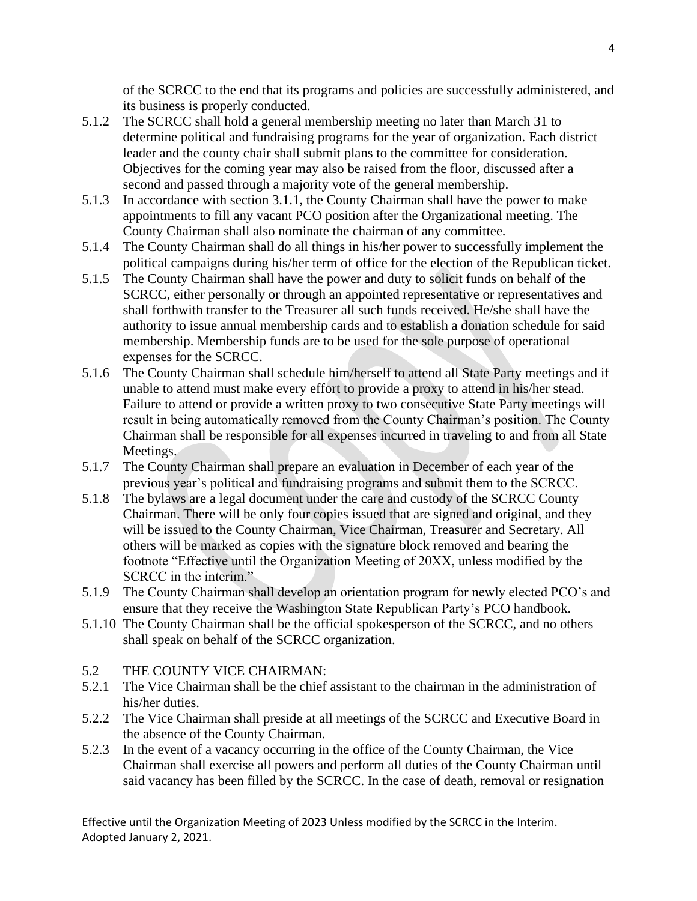of the SCRCC to the end that its programs and policies are successfully administered, and its business is properly conducted.

5.1.2 The SCRCC shall hold a general membership meeting no later than March 31 to determine political and fundraising programs for the year of organization. Each district leader and the county chair shall submit plans to the committee for consideration. Objectives for the coming year may also be raised from the floor, discussed after a second and passed through a majority vote of the general membership.

5.1.3 In accordance with section 3.1.1, the County Chairman shall have the power to make appointments to fill any vacant PCO position after the Organizational meeting. The County Chairman shall also nominate the chairman of any committee.

5.1.4 The County Chairman shall do all things in his/her power to successfully implement the political campaigns during his/her term of office for the election of the Republican ticket.

5.1.5 The County Chairman shall have the power and duty to solicit funds on behalf of the SCRCC, either personally or through an appointed representative or representatives and shall forthwith transfer to the Treasurer all such funds received. He/she shall have the authority to issue annual membership cards and to establish a donation schedule for said membership. Membership funds are to be used for the sole purpose of operational expenses for the SCRCC.

5.1.6 The County Chairman shall schedule him/herself to attend all State Party meetings and if unable to attend must make every effort to provide a proxy to attend in his/her stead. Failure to attend or provide a written proxy to two consecutive State Party meetings will result in being automatically removed from the County Chairman's position. The County Chairman shall be responsible for all expenses incurred in traveling to and from all State Meetings.

5.1.7 The County Chairman shall prepare an evaluation in December of each year of the previous year's political and fundraising programs and submit them to the SCRCC.

5.1.8 The bylaws are a legal document under the care and custody of the SCRCC County Chairman. There will be only four copies issued that are signed and original, and they will be issued to the County Chairman, Vice Chairman, Treasurer and Secretary. All others will be marked as copies with the signature block removed and bearing the footnote "Effective until the Organization Meeting of 20XX, unless modified by the SCRCC in the interim."

5.1.9 The County Chairman shall develop an orientation program for newly elected PCO's and ensure that they receive the Washington State Republican Party's PCO handbook.

5.1.10 The County Chairman shall be the official spokesperson of the SCRCC, and no others shall speak on behalf of the SCRCC organization.

5.2 THE COUNTY VICE CHAIRMAN:

5.2.1 The Vice Chairman shall be the chief assistant to the chairman in the administration of his/her duties.

5.2.2 The Vice Chairman shall preside at all meetings of the SCRCC and Executive Board in the absence of the County Chairman.

5.2.3 In the event of a vacancy occurring in the office of the County Chairman, the Vice Chairman shall exercise all powers and perform all duties of the County Chairman until said vacancy has been filled by the SCRCC. In the case of death, removal or resignation

Effective until the Organization Meeting of 2023 Unless modified by the SCRCC in the Interim.
Adopted January 2, 2021.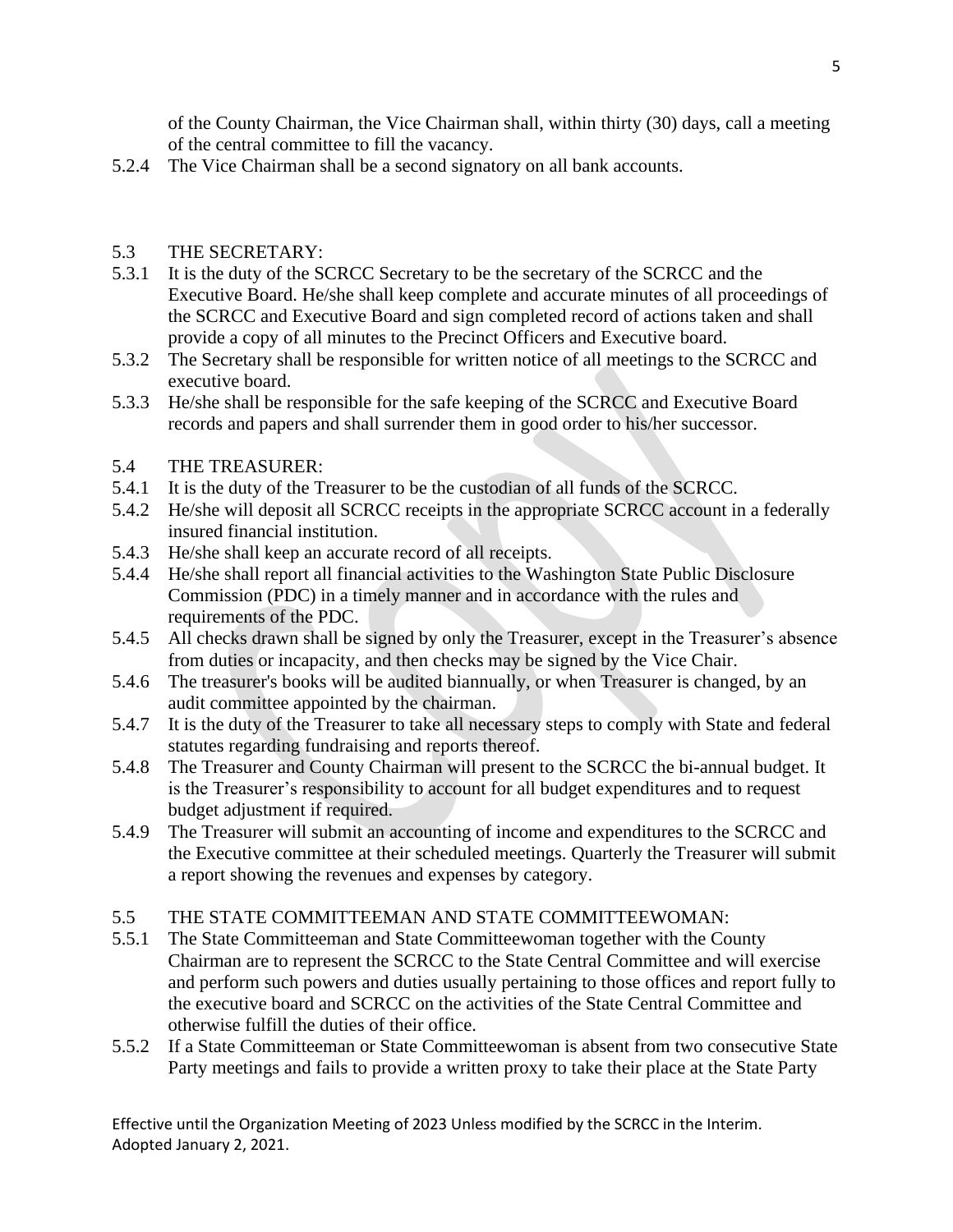of the County Chairman, the Vice Chairman shall, within thirty (30) days, call a meeting of the central committee to fill the vacancy.

5.2.4 The Vice Chairman shall be a second signatory on all bank accounts.

5.3 THE SECRETARY:

5.3.1 It is the duty of the SCRCC Secretary to be the secretary of the SCRCC and the Executive Board. He/she shall keep complete and accurate minutes of all proceedings of the SCRCC and Executive Board and sign completed record of actions taken and shall provide a copy of all minutes to the Precinct Officers and Executive board.

5.3.2 The Secretary shall be responsible for written notice of all meetings to the SCRCC and executive board.

5.3.3 He/she shall be responsible for the safe keeping of the SCRCC and Executive Board records and papers and shall surrender them in good order to his/her successor.

5.4 THE TREASURER:

5.4.1 It is the duty of the Treasurer to be the custodian of all funds of the SCRCC.

5.4.2 He/she will deposit all SCRCC receipts in the appropriate SCRCC account in a federally insured financial institution.

5.4.3 He/she shall keep an accurate record of all receipts.

5.4.4 He/she shall report all financial activities to the Washington State Public Disclosure Commission (PDC) in a timely manner and in accordance with the rules and requirements of the PDC.

5.4.5 All checks drawn shall be signed by only the Treasurer, except in the Treasurer's absence from duties or incapacity, and then checks may be signed by the Vice Chair.

5.4.6 The treasurer's books will be audited biannually, or when Treasurer is changed, by an audit committee appointed by the chairman.

5.4.7 It is the duty of the Treasurer to take all necessary steps to comply with State and federal statutes regarding fundraising and reports thereof.

5.4.8 The Treasurer and County Chairman will present to the SCRCC the bi-annual budget. It is the Treasurer's responsibility to account for all budget expenditures and to request budget adjustment if required.

5.4.9 The Treasurer will submit an accounting of income and expenditures to the SCRCC and the Executive committee at their scheduled meetings. Quarterly the Treasurer will submit a report showing the revenues and expenses by category.

5.5 THE STATE COMMITTEEMAN AND STATE COMMITTEEWOMAN:

5.5.1 The State Committeeman and State Committeewoman together with the County Chairman are to represent the SCRCC to the State Central Committee and will exercise and perform such powers and duties usually pertaining to those offices and report fully to the executive board and SCRCC on the activities of the State Central Committee and otherwise fulfill the duties of their office.

5.5.2 If a State Committeeman or State Committeewoman is absent from two consecutive State Party meetings and fails to provide a written proxy to take their place at the State Party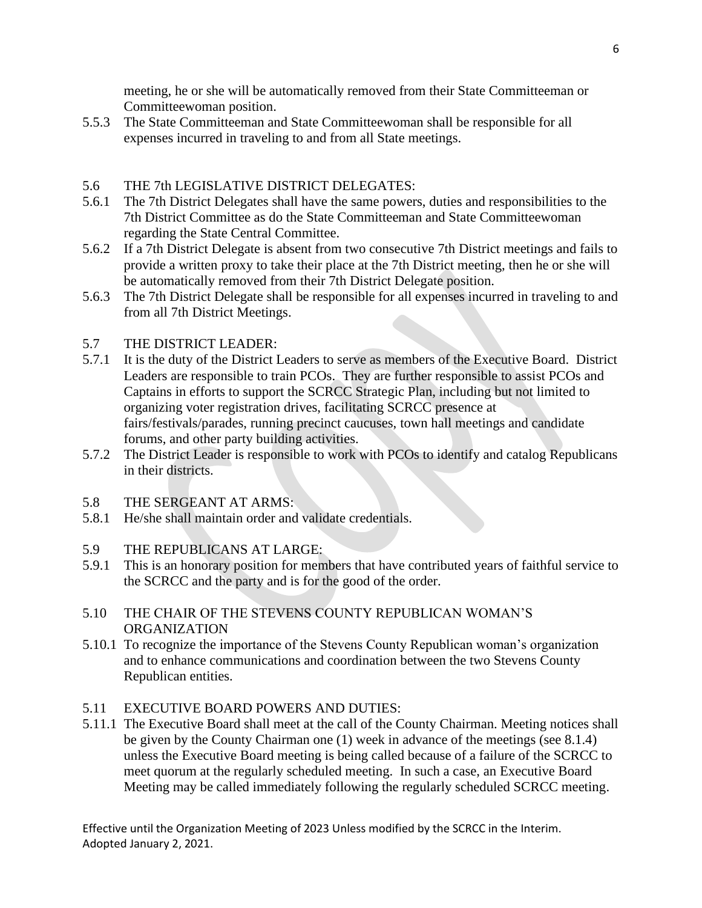meeting, he or she will be automatically removed from their State Committeeman or Committeewoman position.

5.5.3 The State Committeeman and State Committeewoman shall be responsible for all expenses incurred in traveling to and from all State meetings.

5.6 THE 7th LEGISLATIVE DISTRICT DELEGATES:

5.6.1 The 7th District Delegates shall have the same powers, duties and responsibilities to the 7th District Committee as do the State Committeeman and State Committeewoman regarding the State Central Committee.

5.6.2 If a 7th District Delegate is absent from two consecutive 7th District meetings and fails to provide a written proxy to take their place at the 7th District meeting, then he or she will be automatically removed from their 7th District Delegate position.

5.6.3 The 7th District Delegate shall be responsible for all expenses incurred in traveling to and from all 7th District Meetings.

5.7 THE DISTRICT LEADER:

5.7.1 It is the duty of the District Leaders to serve as members of the Executive Board. District Leaders are responsible to train PCOs. They are further responsible to assist PCOs and Captains in efforts to support the SCRCC Strategic Plan, including but not limited to organizing voter registration drives, facilitating SCRCC presence at fairs/festivals/parades, running precinct caucuses, town hall meetings and candidate forums, and other party building activities.

5.7.2 The District Leader is responsible to work with PCOs to identify and catalog Republicans in their districts.

5.8 THE SERGEANT AT ARMS:

5.8.1 He/she shall maintain order and validate credentials.

5.9 THE REPUBLICANS AT LARGE:

5.9.1 This is an honorary position for members that have contributed years of faithful service to the SCRCC and the party and is for the good of the order.

5.10 THE CHAIR OF THE STEVENS COUNTY REPUBLICAN WOMAN'S ORGANIZATION

5.10.1 To recognize the importance of the Stevens County Republican woman's organization and to enhance communications and coordination between the two Stevens County Republican entities.

5.11 EXECUTIVE BOARD POWERS AND DUTIES:

5.11.1 The Executive Board shall meet at the call of the County Chairman. Meeting notices shall be given by the County Chairman one (1) week in advance of the meetings (see 8.1.4) unless the Executive Board meeting is being called because of a failure of the SCRCC to meet quorum at the regularly scheduled meeting. In such a case, an Executive Board Meeting may be called immediately following the regularly scheduled SCRCC meeting.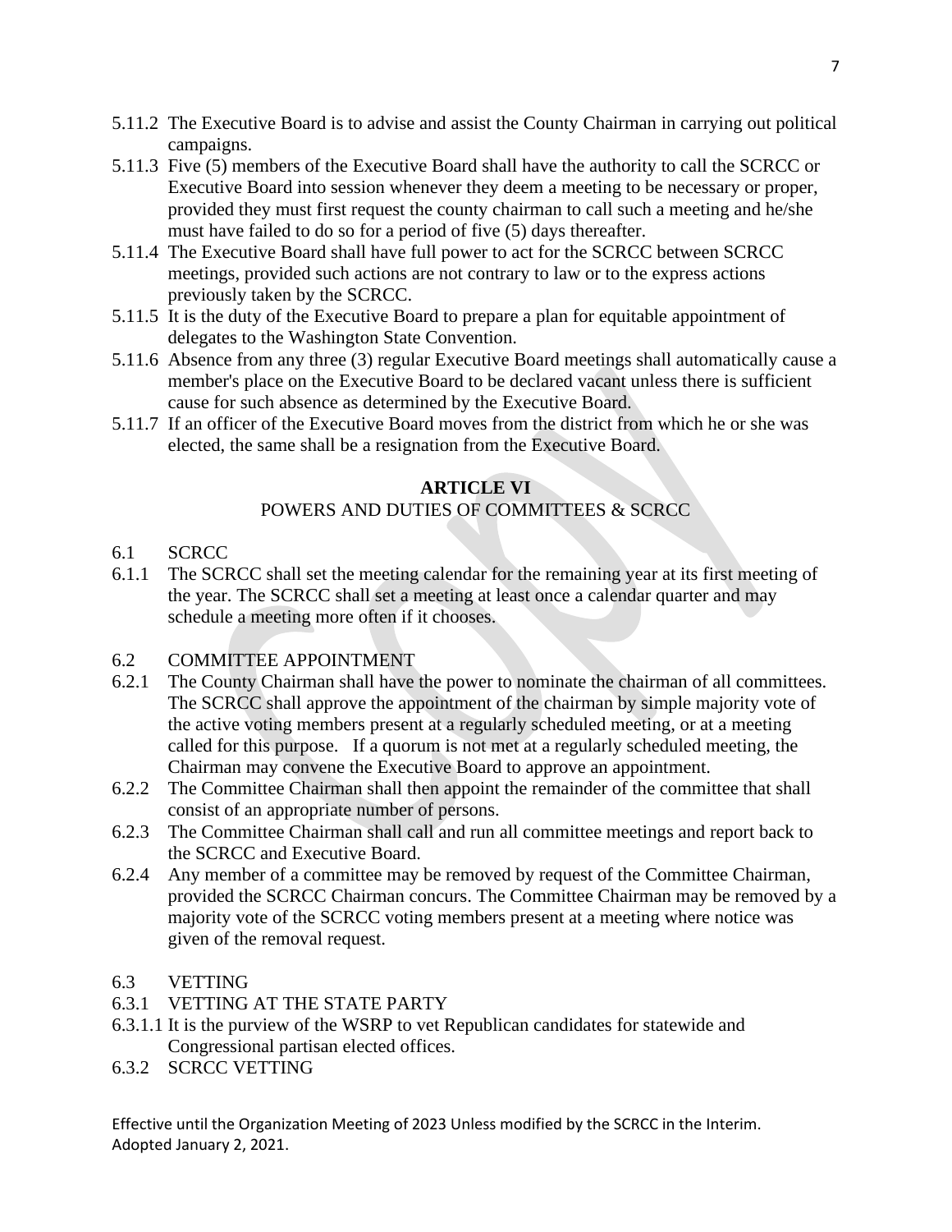5.11.2 The Executive Board is to advise and assist the County Chairman in carrying out political campaigns.

5.11.3 Five (5) members of the Executive Board shall have the authority to call the SCRCC or Executive Board into session whenever they deem a meeting to be necessary or proper, provided they must first request the county chairman to call such a meeting and he/she must have failed to do so for a period of five (5) days thereafter.

5.11.4 The Executive Board shall have full power to act for the SCRCC between SCRCC meetings, provided such actions are not contrary to law or to the express actions previously taken by the SCRCC.

5.11.5 It is the duty of the Executive Board to prepare a plan for equitable appointment of delegates to the Washington State Convention.

5.11.6 Absence from any three (3) regular Executive Board meetings shall automatically cause a member's place on the Executive Board to be declared vacant unless there is sufficient cause for such absence as determined by the Executive Board.

5.11.7 If an officer of the Executive Board moves from the district from which he or she was elected, the same shall be a resignation from the Executive Board.

## ARTICLE VI

### POWERS AND DUTIES OF COMMITTEES & SCRCC

6.1 SCRCC

6.1.1 The SCRCC shall set the meeting calendar for the remaining year at its first meeting of the year. The SCRCC shall set a meeting at least once a calendar quarter and may schedule a meeting more often if it chooses.

6.2 COMMITTEE APPOINTMENT

6.2.1 The County Chairman shall have the power to nominate the chairman of all committees. The SCRCC shall approve the appointment of the chairman by simple majority vote of the active voting members present at a regularly scheduled meeting, or at a meeting called for this purpose. If a quorum is not met at a regularly scheduled meeting, the Chairman may convene the Executive Board to approve an appointment.

6.2.2 The Committee Chairman shall then appoint the remainder of the committee that shall consist of an appropriate number of persons.

6.2.3 The Committee Chairman shall call and run all committee meetings and report back to the SCRCC and Executive Board.

6.2.4 Any member of a committee may be removed by request of the Committee Chairman, provided the SCRCC Chairman concurs. The Committee Chairman may be removed by a majority vote of the SCRCC voting members present at a meeting where notice was given of the removal request.

6.3 VETTING

6.3.1 VETTING AT THE STATE PARTY

6.3.1.1 It is the purview of the WSRP to vet Republican candidates for statewide and Congressional partisan elected offices.

6.3.2 SCRCC VETTING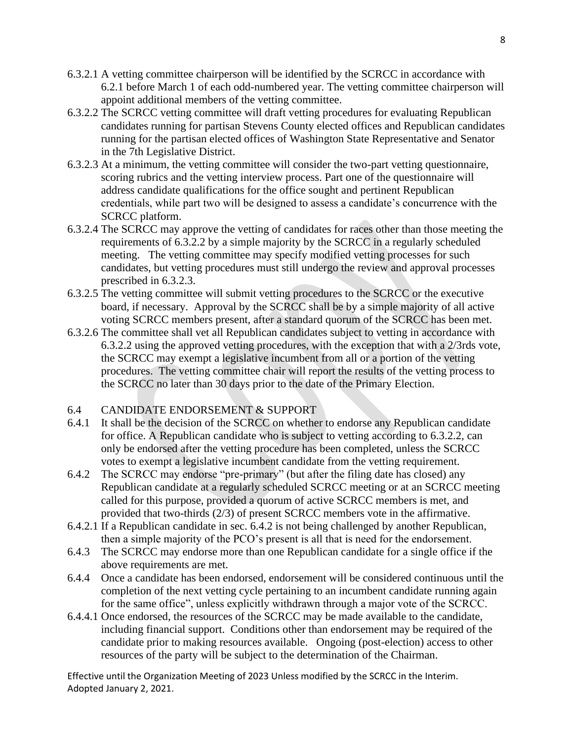6.3.2.1 A vetting committee chairperson will be identified by the SCRCC in accordance with 6.2.1 before March 1 of each odd-numbered year. The vetting committee chairperson will appoint additional members of the vetting committee.

6.3.2.2 The SCRCC vetting committee will draft vetting procedures for evaluating Republican candidates running for partisan Stevens County elected offices and Republican candidates running for the partisan elected offices of Washington State Representative and Senator in the 7th Legislative District.

6.3.2.3 At a minimum, the vetting committee will consider the two-part vetting questionnaire, scoring rubrics and the vetting interview process. Part one of the questionnaire will address candidate qualifications for the office sought and pertinent Republican credentials, while part two will be designed to assess a candidate's concurrence with the SCRCC platform.

6.3.2.4 The SCRCC may approve the vetting of candidates for races other than those meeting the requirements of 6.3.2.2 by a simple majority by the SCRCC in a regularly scheduled meeting. The vetting committee may specify modified vetting processes for such candidates, but vetting procedures must still undergo the review and approval processes prescribed in 6.3.2.3.

6.3.2.5 The vetting committee will submit vetting procedures to the SCRCC or the executive board, if necessary. Approval by the SCRCC shall be by a simple majority of all active voting SCRCC members present, after a standard quorum of the SCRCC has been met.

6.3.2.6 The committee shall vet all Republican candidates subject to vetting in accordance with 6.3.2.2 using the approved vetting procedures, with the exception that with a 2/3rds vote, the SCRCC may exempt a legislative incumbent from all or a portion of the vetting procedures. The vetting committee chair will report the results of the vetting process to the SCRCC no later than 30 days prior to the date of the Primary Election.

## 6.4 CANDIDATE ENDORSEMENT & SUPPORT

6.4.1 It shall be the decision of the SCRCC on whether to endorse any Republican candidate for office. A Republican candidate who is subject to vetting according to 6.3.2.2, can only be endorsed after the vetting procedure has been completed, unless the SCRCC votes to exempt a legislative incumbent candidate from the vetting requirement.

6.4.2 The SCRCC may endorse "pre-primary" (but after the filing date has closed) any Republican candidate at a regularly scheduled SCRCC meeting or at an SCRCC meeting called for this purpose, provided a quorum of active SCRCC members is met, and provided that two-thirds (2/3) of present SCRCC members vote in the affirmative.

6.4.2.1 If a Republican candidate in sec. 6.4.2 is not being challenged by another Republican, then a simple majority of the PCO's present is all that is need for the endorsement.

6.4.3 The SCRCC may endorse more than one Republican candidate for a single office if the above requirements are met.

6.4.4 Once a candidate has been endorsed, endorsement will be considered continuous until the completion of the next vetting cycle pertaining to an incumbent candidate running again for the same office", unless explicitly withdrawn through a major vote of the SCRCC.

6.4.4.1 Once endorsed, the resources of the SCRCC may be made available to the candidate, including financial support. Conditions other than endorsement may be required of the candidate prior to making resources available. Ongoing (post-election) access to other resources of the party will be subject to the determination of the Chairman.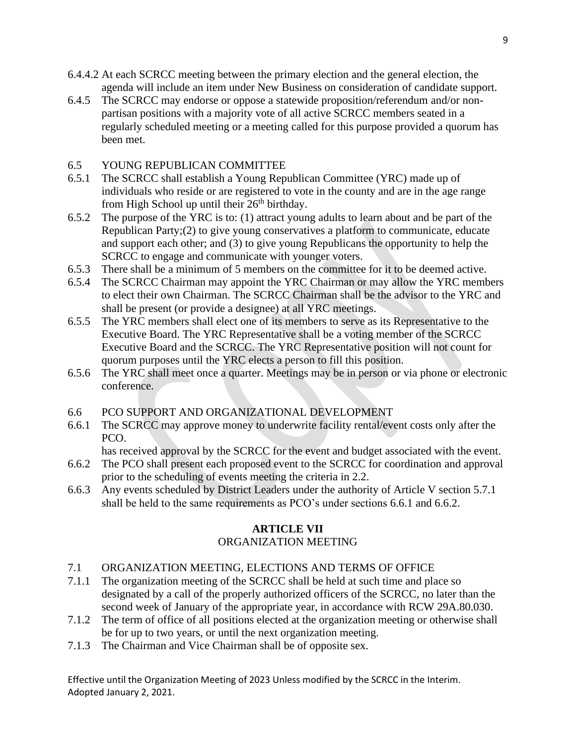6.4.4.2 At each SCRCC meeting between the primary election and the general election, the agenda will include an item under New Business on consideration of candidate support.

6.4.5 The SCRCC may endorse or oppose a statewide proposition/referendum and/or non-partisan positions with a majority vote of all active SCRCC members seated in a regularly scheduled meeting or a meeting called for this purpose provided a quorum has been met.

6.5 YOUNG REPUBLICAN COMMITTEE

6.5.1 The SCRCC shall establish a Young Republican Committee (YRC) made up of individuals who reside or are registered to vote in the county and are in the age range from High School up until their 26th birthday.

6.5.2 The purpose of the YRC is to: (1) attract young adults to learn about and be part of the Republican Party;(2) to give young conservatives a platform to communicate, educate and support each other; and (3) to give young Republicans the opportunity to help the SCRCC to engage and communicate with younger voters.

6.5.3 There shall be a minimum of 5 members on the committee for it to be deemed active.

6.5.4 The SCRCC Chairman may appoint the YRC Chairman or may allow the YRC members to elect their own Chairman. The SCRCC Chairman shall be the advisor to the YRC and shall be present (or provide a designee) at all YRC meetings.

6.5.5 The YRC members shall elect one of its members to serve as its Representative to the Executive Board. The YRC Representative shall be a voting member of the SCRCC Executive Board and the SCRCC. The YRC Representative position will not count for quorum purposes until the YRC elects a person to fill this position.

6.5.6 The YRC shall meet once a quarter. Meetings may be in person or via phone or electronic conference.

6.6 PCO SUPPORT AND ORGANIZATIONAL DEVELOPMENT

6.6.1 The SCRCC may approve money to underwrite facility rental/event costs only after the PCO.
has received approval by the SCRCC for the event and budget associated with the event.

6.6.2 The PCO shall present each proposed event to the SCRCC for coordination and approval prior to the scheduling of events meeting the criteria in 2.2.

6.6.3 Any events scheduled by District Leaders under the authority of Article V section 5.7.1 shall be held to the same requirements as PCO's under sections 6.6.1 and 6.6.2.

## ARTICLE VII
ORGANIZATION MEETING

7.1 ORGANIZATION MEETING, ELECTIONS AND TERMS OF OFFICE

7.1.1 The organization meeting of the SCRCC shall be held at such time and place so designated by a call of the properly authorized officers of the SCRCC, no later than the second week of January of the appropriate year, in accordance with RCW 29A.80.030.

7.1.2 The term of office of all positions elected at the organization meeting or otherwise shall be for up to two years, or until the next organization meeting.

7.1.3 The Chairman and Vice Chairman shall be of opposite sex.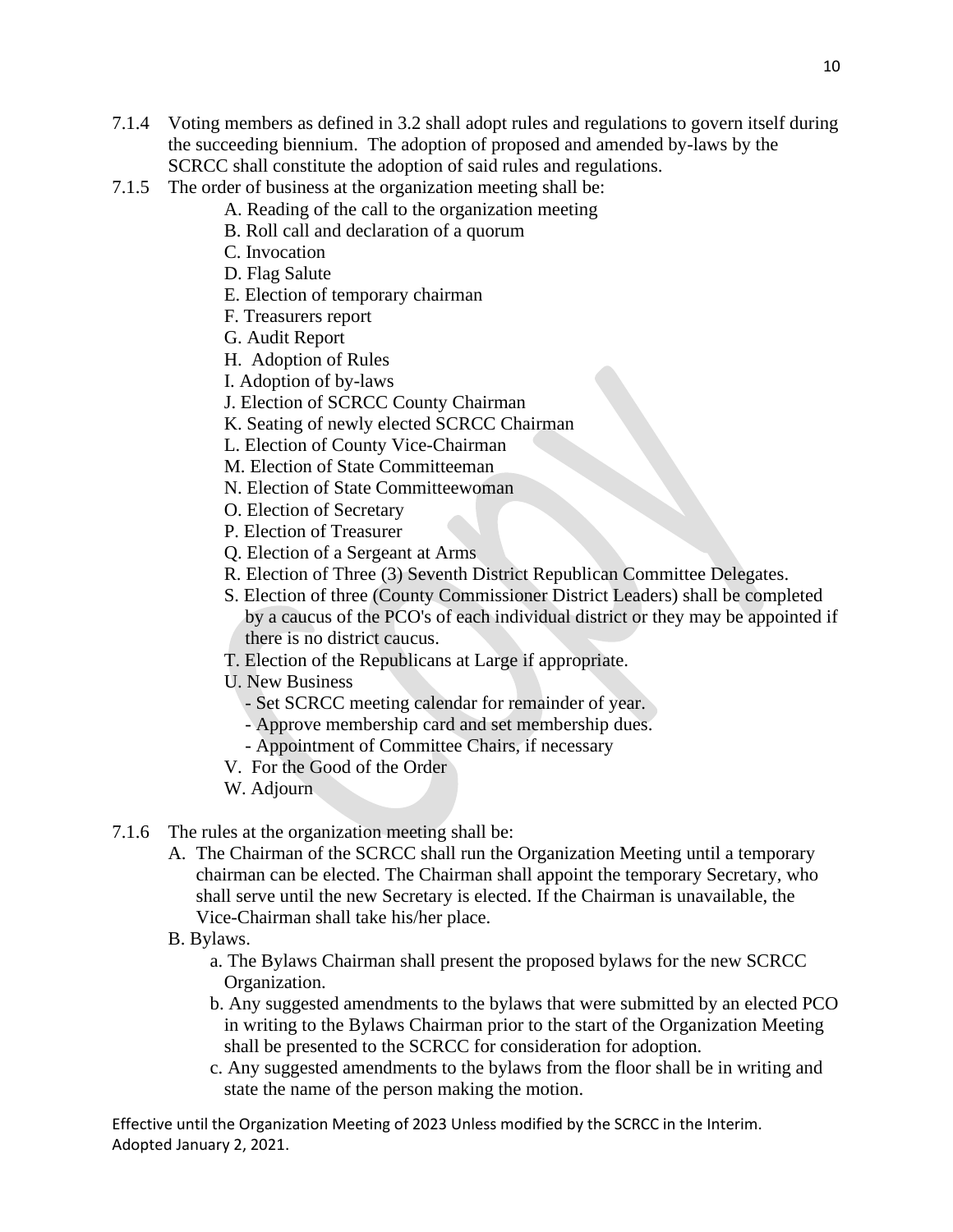7.1.4 Voting members as defined in 3.2 shall adopt rules and regulations to govern itself during the succeeding biennium. The adoption of proposed and amended by-laws by the SCRCC shall constitute the adoption of said rules and regulations.

7.1.5 The order of business at the organization meeting shall be:

A. Reading of the call to the organization meeting
B. Roll call and declaration of a quorum
C. Invocation
D. Flag Salute
E. Election of temporary chairman
F. Treasurers report
G. Audit Report
H. Adoption of Rules
I. Adoption of by-laws
J. Election of SCRCC County Chairman
K. Seating of newly elected SCRCC Chairman
L. Election of County Vice-Chairman
M. Election of State Committeeman
N. Election of State Committeewoman
O. Election of Secretary
P. Election of Treasurer
Q. Election of a Sergeant at Arms
R. Election of Three (3) Seventh District Republican Committee Delegates.
S. Election of three (County Commissioner District Leaders) shall be completed by a caucus of the PCO's of each individual district or they may be appointed if there is no district caucus.
T. Election of the Republicans at Large if appropriate.
U. New Business
- Set SCRCC meeting calendar for remainder of year.
- Approve membership card and set membership dues.
- Appointment of Committee Chairs, if necessary
V. For the Good of the Order
W. Adjourn

7.1.6 The rules at the organization meeting shall be:

A. The Chairman of the SCRCC shall run the Organization Meeting until a temporary chairman can be elected. The Chairman shall appoint the temporary Secretary, who shall serve until the new Secretary is elected. If the Chairman is unavailable, the Vice-Chairman shall take his/her place.

B. Bylaws.

a. The Bylaws Chairman shall present the proposed bylaws for the new SCRCC Organization.

b. Any suggested amendments to the bylaws that were submitted by an elected PCO in writing to the Bylaws Chairman prior to the start of the Organization Meeting shall be presented to the SCRCC for consideration for adoption.

c. Any suggested amendments to the bylaws from the floor shall be in writing and state the name of the person making the motion.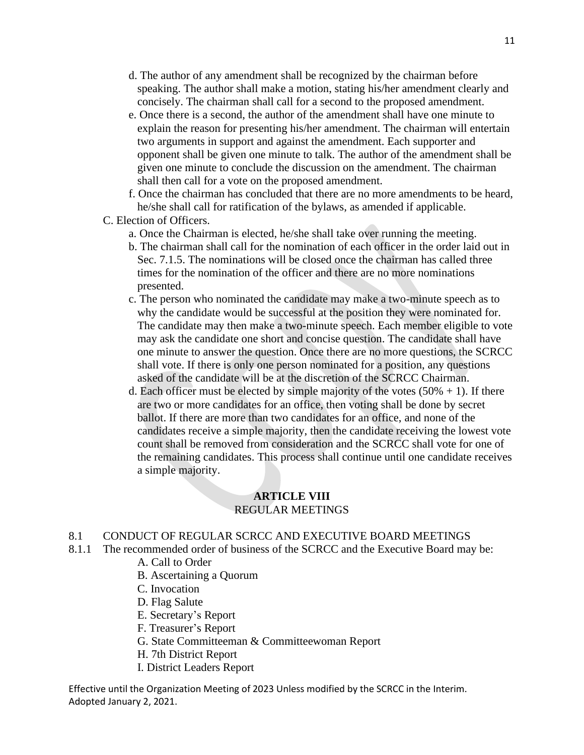d. The author of any amendment shall be recognized by the chairman before speaking. The author shall make a motion, stating his/her amendment clearly and concisely. The chairman shall call for a second to the proposed amendment.

e. Once there is a second, the author of the amendment shall have one minute to explain the reason for presenting his/her amendment. The chairman will entertain two arguments in support and against the amendment. Each supporter and opponent shall be given one minute to talk. The author of the amendment shall be given one minute to conclude the discussion on the amendment. The chairman shall then call for a vote on the proposed amendment.

f. Once the chairman has concluded that there are no more amendments to be heard, he/she shall call for ratification of the bylaws, as amended if applicable.

C. Election of Officers.

a. Once the Chairman is elected, he/she shall take over running the meeting.

b. The chairman shall call for the nomination of each officer in the order laid out in Sec. 7.1.5. The nominations will be closed once the chairman has called three times for the nomination of the officer and there are no more nominations presented.

c. The person who nominated the candidate may make a two-minute speech as to why the candidate would be successful at the position they were nominated for. The candidate may then make a two-minute speech. Each member eligible to vote may ask the candidate one short and concise question. The candidate shall have one minute to answer the question. Once there are no more questions, the SCRCC shall vote. If there is only one person nominated for a position, any questions asked of the candidate will be at the discretion of the SCRCC Chairman.

d. Each officer must be elected by simple majority of the votes (50% + 1). If there are two or more candidates for an office, then voting shall be done by secret ballot. If there are more than two candidates for an office, and none of the candidates receive a simple majority, then the candidate receiving the lowest vote count shall be removed from consideration and the SCRCC shall vote for one of the remaining candidates. This process shall continue until one candidate receives a simple majority.

## ARTICLE VIII
REGULAR MEETINGS

8.1 CONDUCT OF REGULAR SCRCC AND EXECUTIVE BOARD MEETINGS

8.1.1 The recommended order of business of the SCRCC and the Executive Board may be:

A. Call to Order
B. Ascertaining a Quorum
C. Invocation
D. Flag Salute
E. Secretary's Report
F. Treasurer's Report
G. State Committeeman & Committeewoman Report
H. 7th District Report
I. District Leaders Report

Effective until the Organization Meeting of 2023 Unless modified by the SCRCC in the Interim.
Adopted January 2, 2021.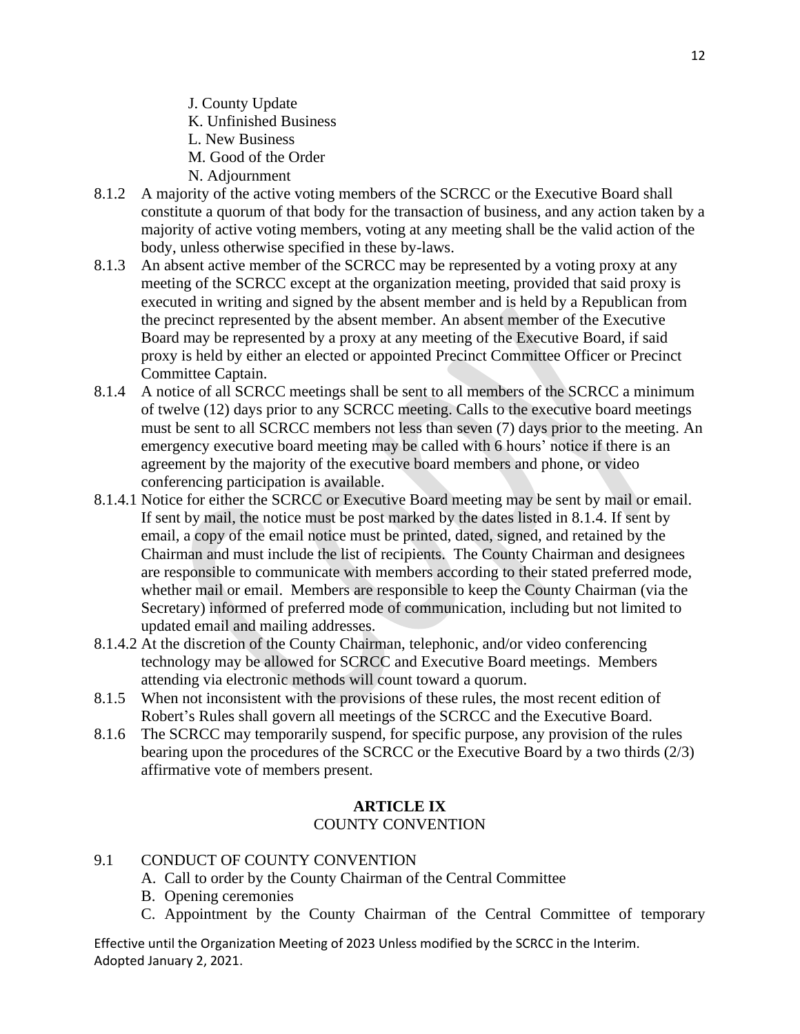J. County Update
K. Unfinished Business
L. New Business
M. Good of the Order
N. Adjournment

8.1.2 A majority of the active voting members of the SCRCC or the Executive Board shall constitute a quorum of that body for the transaction of business, and any action taken by a majority of active voting members, voting at any meeting shall be the valid action of the body, unless otherwise specified in these by-laws.

8.1.3 An absent active member of the SCRCC may be represented by a voting proxy at any meeting of the SCRCC except at the organization meeting, provided that said proxy is executed in writing and signed by the absent member and is held by a Republican from the precinct represented by the absent member. An absent member of the Executive Board may be represented by a proxy at any meeting of the Executive Board, if said proxy is held by either an elected or appointed Precinct Committee Officer or Precinct Committee Captain.

8.1.4 A notice of all SCRCC meetings shall be sent to all members of the SCRCC a minimum of twelve (12) days prior to any SCRCC meeting. Calls to the executive board meetings must be sent to all SCRCC members not less than seven (7) days prior to the meeting. An emergency executive board meeting may be called with 6 hours' notice if there is an agreement by the majority of the executive board members and phone, or video conferencing participation is available.

8.1.4.1 Notice for either the SCRCC or Executive Board meeting may be sent by mail or email. If sent by mail, the notice must be post marked by the dates listed in 8.1.4. If sent by email, a copy of the email notice must be printed, dated, signed, and retained by the Chairman and must include the list of recipients. The County Chairman and designees are responsible to communicate with members according to their stated preferred mode, whether mail or email. Members are responsible to keep the County Chairman (via the Secretary) informed of preferred mode of communication, including but not limited to updated email and mailing addresses.

8.1.4.2 At the discretion of the County Chairman, telephonic, and/or video conferencing technology may be allowed for SCRCC and Executive Board meetings. Members attending via electronic methods will count toward a quorum.

8.1.5 When not inconsistent with the provisions of these rules, the most recent edition of Robert's Rules shall govern all meetings of the SCRCC and the Executive Board.

8.1.6 The SCRCC may temporarily suspend, for specific purpose, any provision of the rules bearing upon the procedures of the SCRCC or the Executive Board by a two thirds (2/3) affirmative vote of members present.

## ARTICLE IX
## COUNTY CONVENTION

9.1 CONDUCT OF COUNTY CONVENTION

A. Call to order by the County Chairman of the Central Committee
B. Opening ceremonies
C. Appointment by the County Chairman of the Central Committee of temporary

Effective until the Organization Meeting of 2023 Unless modified by the SCRCC in the Interim.
Adopted January 2, 2021.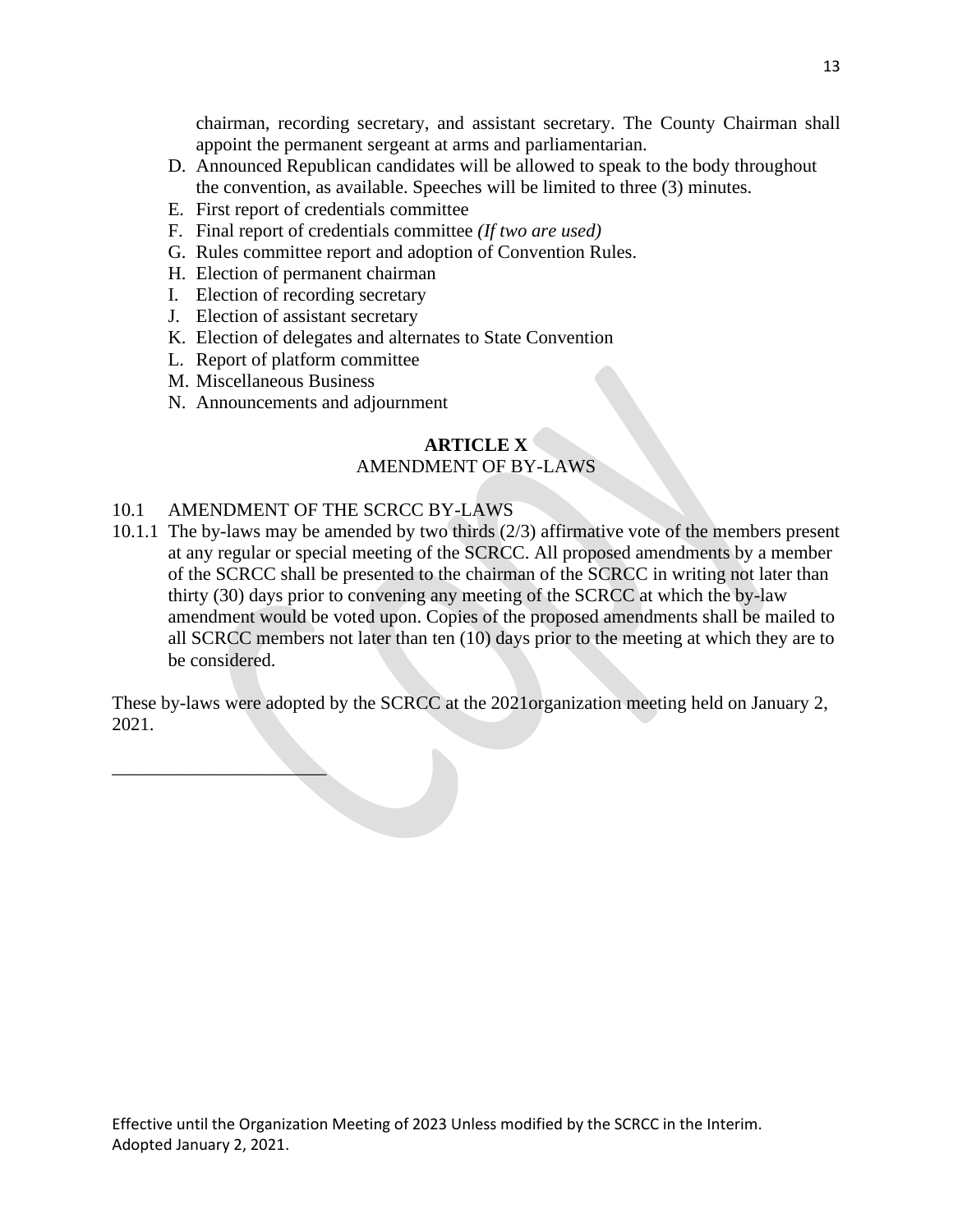chairman, recording secretary, and assistant secretary. The County Chairman shall appoint the permanent sergeant at arms and parliamentarian.

D. Announced Republican candidates will be allowed to speak to the body throughout the convention, as available. Speeches will be limited to three (3) minutes.
E. First report of credentials committee
F. Final report of credentials committee *(If two are used)*
G. Rules committee report and adoption of Convention Rules.
H. Election of permanent chairman
I. Election of recording secretary
J. Election of assistant secretary
K. Election of delegates and alternates to State Convention
L. Report of platform committee
M. Miscellaneous Business
N. Announcements and adjournment

## ARTICLE X
AMENDMENT OF BY-LAWS

10.1 AMENDMENT OF THE SCRCC BY-LAWS

10.1.1 The by-laws may be amended by two thirds (2/3) affirmative vote of the members present at any regular or special meeting of the SCRCC. All proposed amendments by a member of the SCRCC shall be presented to the chairman of the SCRCC in writing not later than thirty (30) days prior to convening any meeting of the SCRCC at which the by-law amendment would be voted upon. Copies of the proposed amendments shall be mailed to all SCRCC members not later than ten (10) days prior to the meeting at which they are to be considered.

These by-laws were adopted by the SCRCC at the 2021organization meeting held on January 2, 2021.

_______________________

Effective until the Organization Meeting of 2023 Unless modified by the SCRCC in the Interim.
Adopted January 2, 2021.